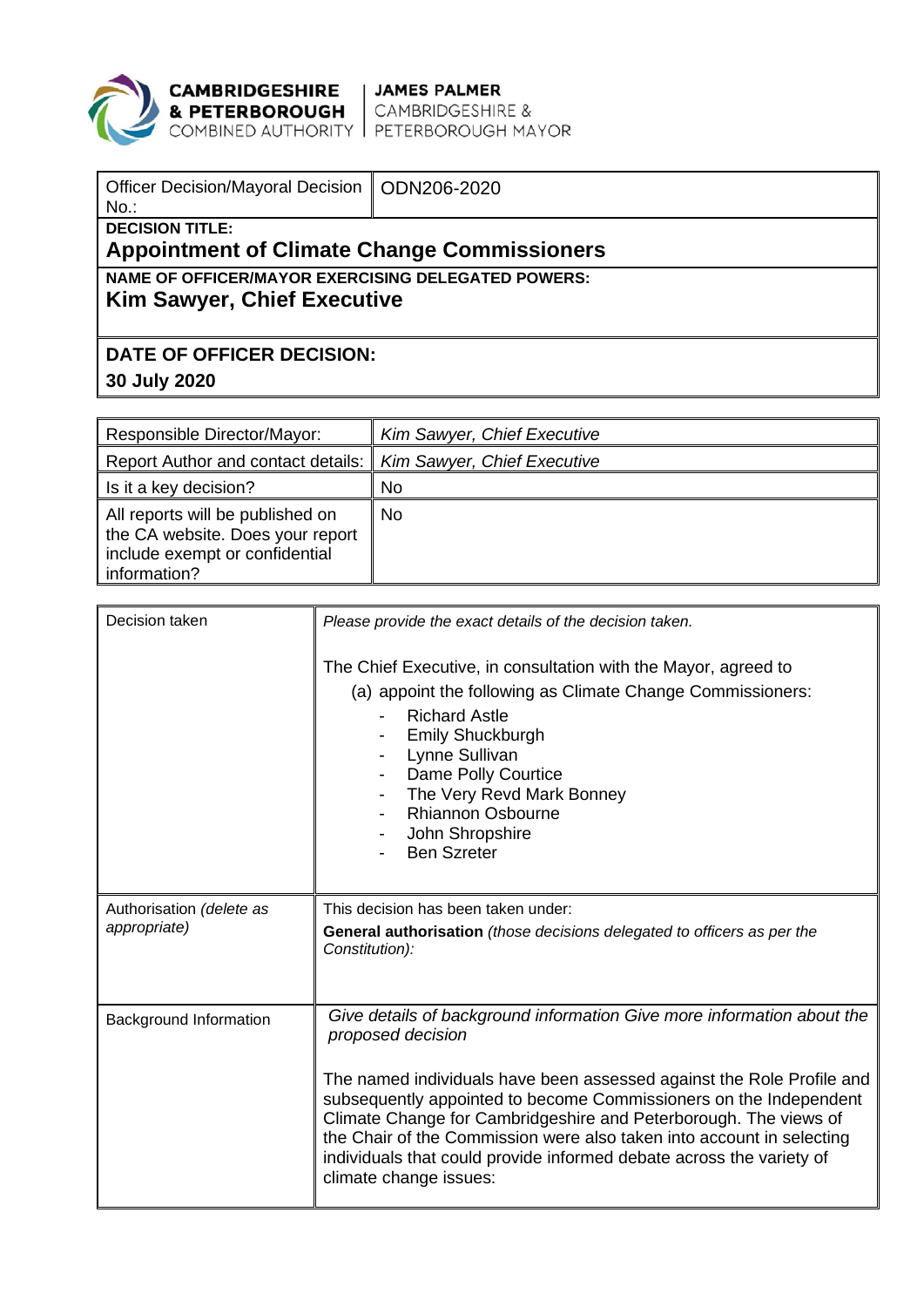**CAMBRIDGESHIRE & PETERBOROUGH COMBINED AUTHORITY** | **JAMES PALMER** CAMBRIDGESHIRE & PETERBOROUGH MAYOR

| Officer Decision/Mayoral Decision No.: | ODN206-2020 |
|---|---|
| **DECISION TITLE:** **Appointment of Climate Change Commissioners** | |
| **NAME OF OFFICER/MAYOR EXERCISING DELEGATED POWERS:** **Kim Sawyer, Chief Executive** | |
| **DATE OF OFFICER DECISION:** **30 July 2020** | |

| Responsible Director/Mayor: | *Kim Sawyer, Chief Executive* |
|---|---|
| Report Author and contact details: | *Kim Sawyer, Chief Executive* |
| Is it a key decision? | No |
| All reports will be published on the CA website. Does your report include exempt or confidential information? | No |

| Decision taken | *Please provide the exact details of the decision taken.*<br><br>The Chief Executive, in consultation with the Mayor, agreed to<br>(a) appoint the following as Climate Change Commissioners:<br>- Richard Astle<br>- Emily Shuckburgh<br>- Lynne Sullivan<br>- Dame Polly Courtice<br>- The Very Revd Mark Bonney<br>- Rhiannon Osbourne<br>- John Shropshire<br>- Ben Szreter |
|---|---|
| Authorisation *(delete as appropriate)* | This decision has been taken under:<br>**General authorisation** *(those decisions delegated to officers as per the Constitution):* |
| Background Information | *Give details of background information Give more information about the proposed decision*<br><br>The named individuals have been assessed against the Role Profile and subsequently appointed to become Commissioners on the Independent Climate Change for Cambridgeshire and Peterborough. The views of the Chair of the Commission were also taken into account in selecting individuals that could provide informed debate across the variety of climate change issues: |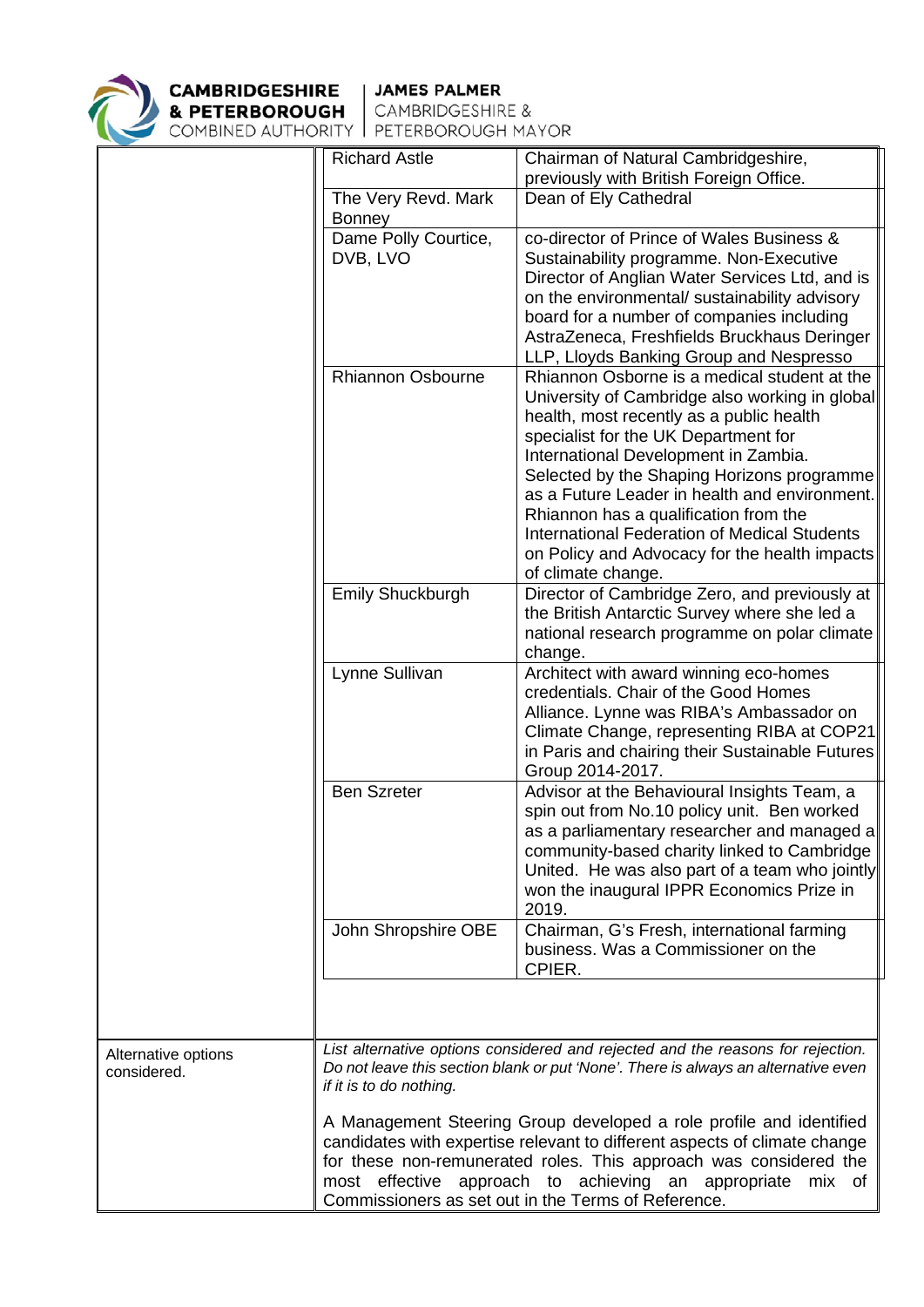| | | |
|---|---|---|
| | Richard Astle | Chairman of Natural Cambridgeshire, previously with British Foreign Office. |
| | The Very Revd. Mark Bonney | Dean of Ely Cathedral |
| | Dame Polly Courtice, DVB, LVO | co-director of Prince of Wales Business & Sustainability programme. Non-Executive Director of Anglian Water Services Ltd, and is on the environmental/ sustainability advisory board for a number of companies including AstraZeneca, Freshfields Bruckhaus Deringer LLP, Lloyds Banking Group and Nespresso |
| | Rhiannon Osbourne | Rhiannon Osborne is a medical student at the University of Cambridge also working in global health, most recently as a public health specialist for the UK Department for International Development in Zambia. Selected by the Shaping Horizons programme as a Future Leader in health and environment. Rhiannon has a qualification from the International Federation of Medical Students on Policy and Advocacy for the health impacts of climate change. |
| | Emily Shuckburgh | Director of Cambridge Zero, and previously at the British Antarctic Survey where she led a national research programme on polar climate change. |
| | Lynne Sullivan | Architect with award winning eco-homes credentials. Chair of the Good Homes Alliance. Lynne was RIBA's Ambassador on Climate Change, representing RIBA at COP21 in Paris and chairing their Sustainable Futures Group 2014-2017. |
| | Ben Szreter | Advisor at the Behavioural Insights Team, a spin out from No.10 policy unit. Ben worked as a parliamentary researcher and managed a community-based charity linked to Cambridge United. He was also part of a team who jointly won the inaugural IPPR Economics Prize in 2019. |
| | John Shropshire OBE | Chairman, G's Fresh, international farming business. Was a Commissioner on the CPIER. |

| | |
|---|---|
| Alternative options considered. | *List alternative options considered and rejected and the reasons for rejection. Do not leave this section blank or put 'None'. There is always an alternative even if it is to do nothing.*<br><br>A Management Steering Group developed a role profile and identified candidates with expertise relevant to different aspects of climate change for these non-remunerated roles. This approach was considered the most effective approach to achieving an appropriate mix of Commissioners as set out in the Terms of Reference. |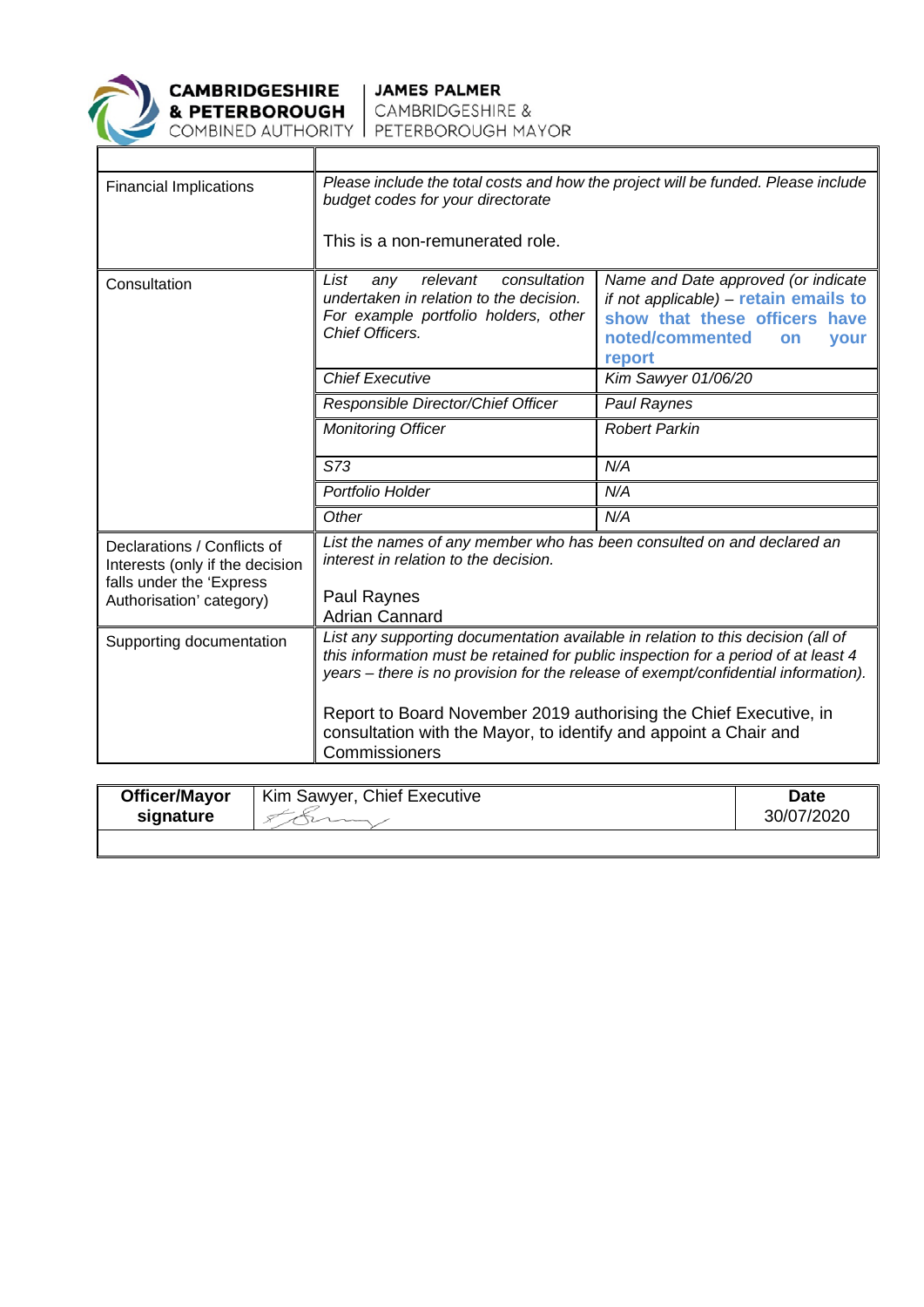| | | |
|---|---|---|
| Financial Implications | *Please include the total costs and how the project will be funded. Please include budget codes for your directorate*<br><br>This is a non-remunerated role. | |
| Consultation | *List any relevant consultation undertaken in relation to the decision. For example portfolio holders, other Chief Officers.* | *Name and Date approved (or indicate if not applicable) –* **retain emails to show that these officers have noted/commented on your report** |
| | *Chief Executive* | *Kim Sawyer 01/06/20* |
| | *Responsible Director/Chief Officer* | *Paul Raynes* |
| | *Monitoring Officer* | *Robert Parkin* |
| | *S73* | *N/A* |
| | *Portfolio Holder* | *N/A* |
| | *Other* | *N/A* |
| Declarations / Conflicts of Interests (only if the decision falls under the 'Express Authorisation' category) | *List the names of any member who has been consulted on and declared an interest in relation to the decision.*<br><br>Paul Raynes<br>Adrian Cannard | |
| Supporting documentation | *List any supporting documentation available in relation to this decision (all of this information must be retained for public inspection for a period of at least 4 years – there is no provision for the release of exempt/confidential information).*<br><br>Report to Board November 2019 authorising the Chief Executive, in consultation with the Mayor, to identify and appoint a Chair and Commissioners | |

| **Officer/Mayor signature** | Kim Sawyer, Chief Executive | **Date** 30/07/2020 |
|---|---|---|